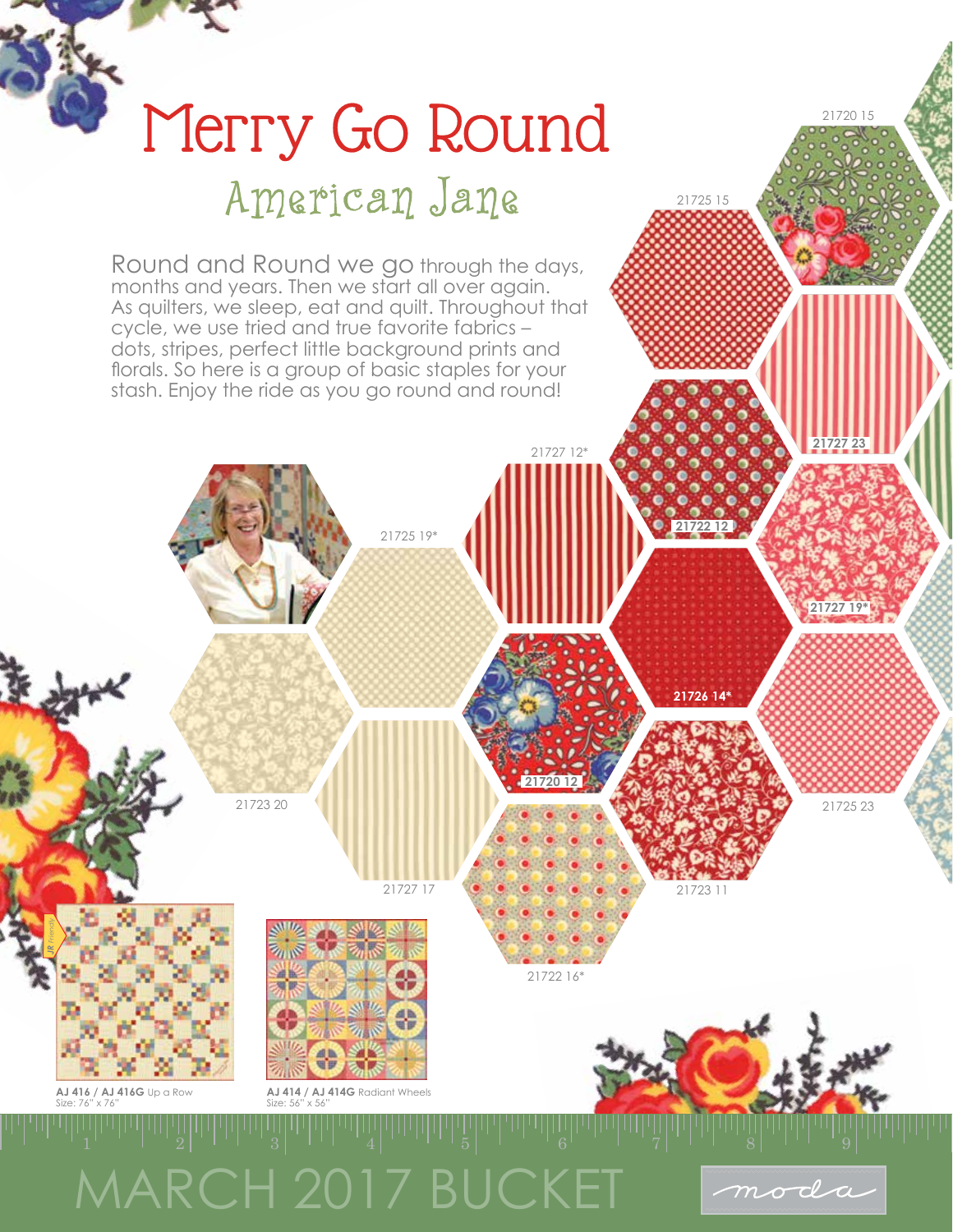# Merry Go Round

## American Jane

Round and Round we go through the days, months and years. Then we start all over again. As quilters, we sleep, eat and quilt. Throughout that cycle, we use tried and true favorite fabrics – dots, stripes, perfect little background prints and florals. So here is a group of basic staples for your stash. Enjoy the ride as you go round and round!

21720 15

21725 15

21727 23

21722 12

21727 12*

21725 19*

21727 19*

21726 14*

21720 12

21723 20

21725 23

21727 17

21723 11

21722 16*

JR Friendly

**AJ 416 / AJ 416G** Up a Row
Size: 76" x 76"

**AJ 414 / AJ 414G** Radiant Wheels
Size: 56" x 56"

MARCH 2017 BUCKET

moda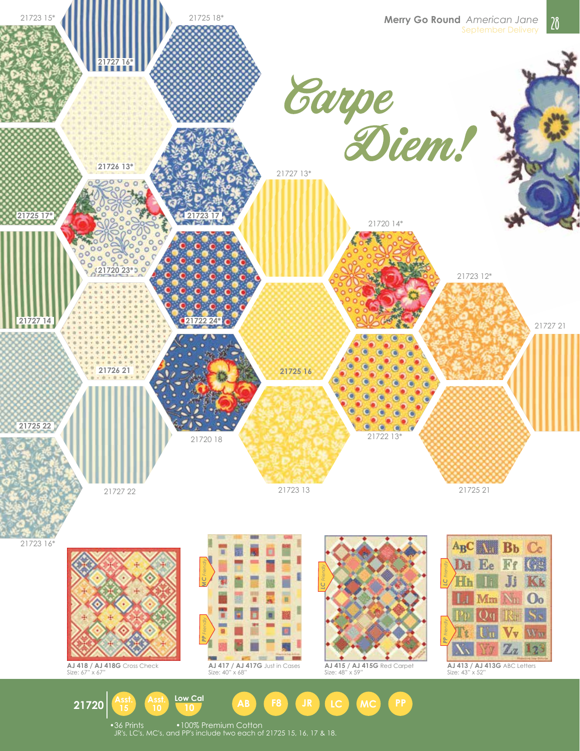**Merry Go Round** *American Jane*

September Delivery

# Carpe Diem!

21723 15*

21727 16*

21725 18*

21726 13*

21725 17*

21723 17

21727 13*

21720 23*

21720 14*

21727 14

21722 24*

21723 12*

21726 21

21725 16

21727 21

21725 22

21720 18

21722 13*

21727 22

21723 13

21725 21

21723 16*

**AJ 418 / AJ 418G** Cross Check
Size: 67" x 67"

MC Friendly

PP Friendly

**AJ 417 / AJ 417G** Just in Cases
Size: 40" x 68"

LC Friendly

**AJ 415 / AJ 415G** Red Carpet
Size: 48" x 59"

LC Friendly

PP Friendly

**AJ 413 / AJ 413G** ABC Letters
Size: 43" x 52"

**21720** Asst. 15 | Asst. 10 | Low Cal 10 | AB | F8 | JR | LC | MC | PP

•36 Prints •100% Premium Cotton

JR's, LC's, MC's, and PP's include two each of 21725 15, 16, 17 & 18.